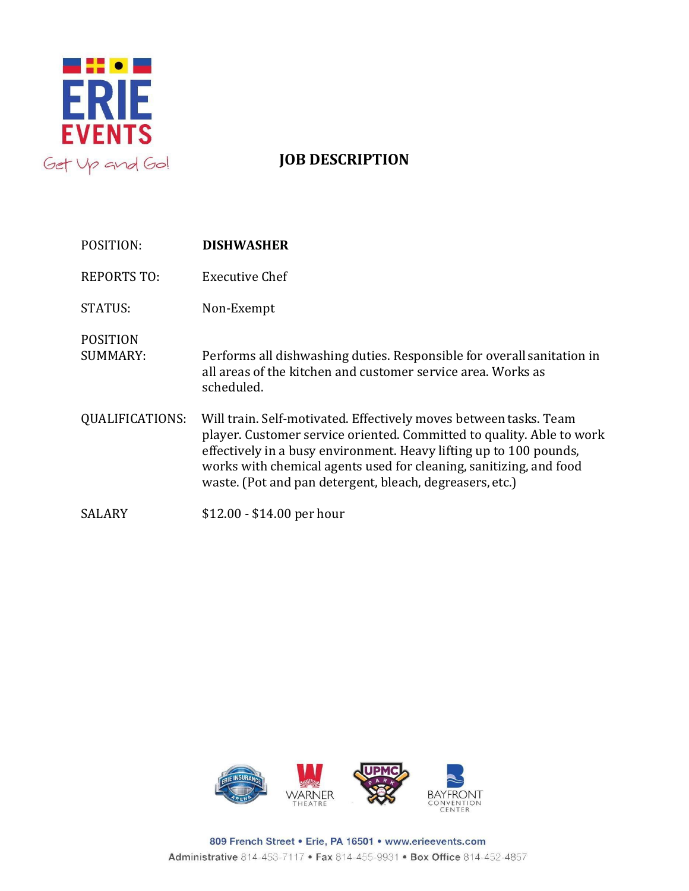ERIE EVENTS

Get Up and Go!

# JOB DESCRIPTION

| | |
|---|---|
| POSITION: | **DISHWASHER** |
| REPORTS TO: | Executive Chef |
| STATUS: | Non-Exempt |
| POSITION SUMMARY: | Performs all dishwashing duties. Responsible for overall sanitation in all areas of the kitchen and customer service area. Works as scheduled. |
| QUALIFICATIONS: | Will train. Self-motivated. Effectively moves between tasks. Team player. Customer service oriented. Committed to quality. Able to work effectively in a busy environment. Heavy lifting up to 100 pounds, works with chemical agents used for cleaning, sanitizing, and food waste. (Pot and pan detergent, bleach, degreasers, etc.) |
| SALARY | $12.00 - $14.00 per hour |

ERIE INSURANCE ARENA • WARNER THEATRE • UPMC PARK • BAYFRONT CONVENTION CENTER

809 French Street • Erie, PA 16501 • www.erieevents.com

Administrative 814-453-7117 • Fax 814-455-9931 • Box Office 814-452-4857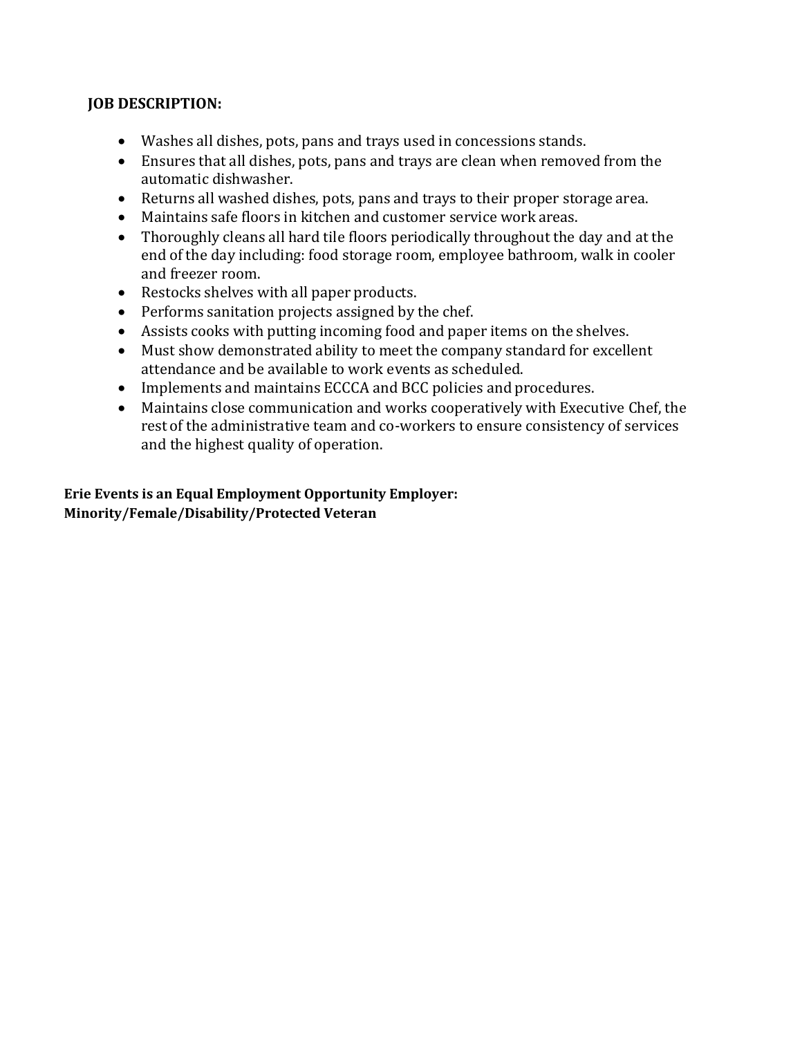**JOB DESCRIPTION:**

- Washes all dishes, pots, pans and trays used in concessions stands.
- Ensures that all dishes, pots, pans and trays are clean when removed from the automatic dishwasher.
- Returns all washed dishes, pots, pans and trays to their proper storage area.
- Maintains safe floors in kitchen and customer service work areas.
- Thoroughly cleans all hard tile floors periodically throughout the day and at the end of the day including: food storage room, employee bathroom, walk in cooler and freezer room.
- Restocks shelves with all paper products.
- Performs sanitation projects assigned by the chef.
- Assists cooks with putting incoming food and paper items on the shelves.
- Must show demonstrated ability to meet the company standard for excellent attendance and be available to work events as scheduled.
- Implements and maintains ECCCA and BCC policies and procedures.
- Maintains close communication and works cooperatively with Executive Chef, the rest of the administrative team and co-workers to ensure consistency of services and the highest quality of operation.

**Erie Events is an Equal Employment Opportunity Employer:**
**Minority/Female/Disability/Protected Veteran**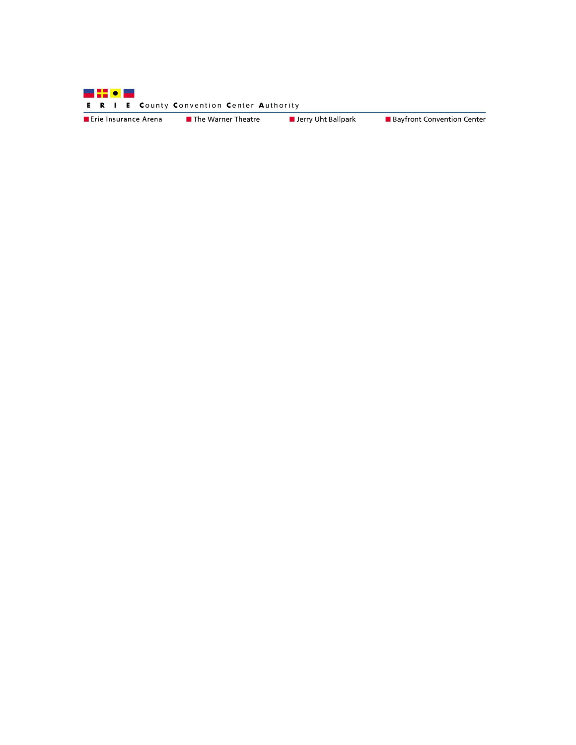E R I E County Convention Center Authority

- Erie Insurance Arena
- The Warner Theatre
- Jerry Uht Ballpark
- Bayfront Convention Center